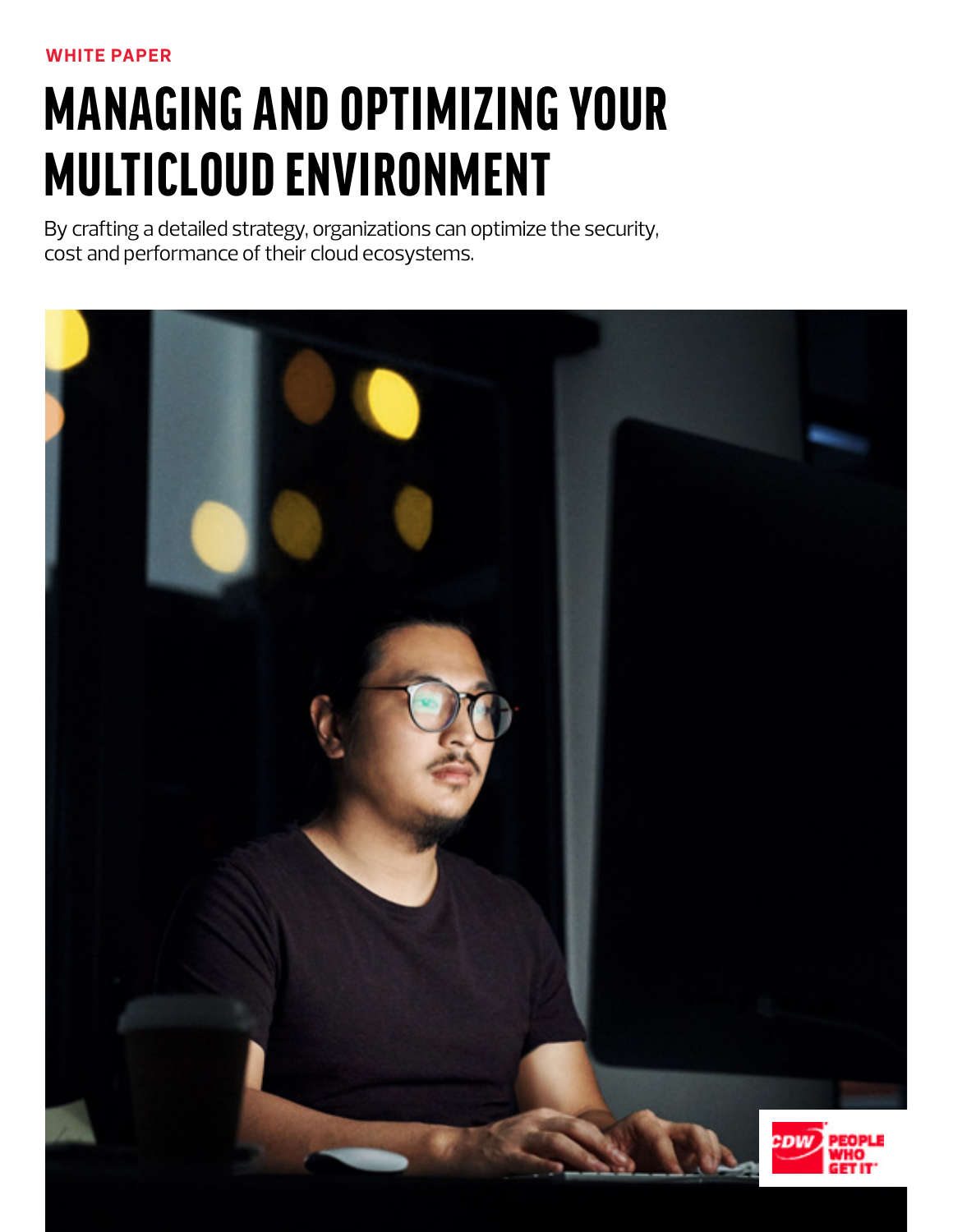WHITE PAPER

# MANAGING AND OPTIMIZING YOUR MULTICLOUD ENVIRONMENT

By crafting a detailed strategy, organizations can optimize the security, cost and performance of their cloud ecosystems.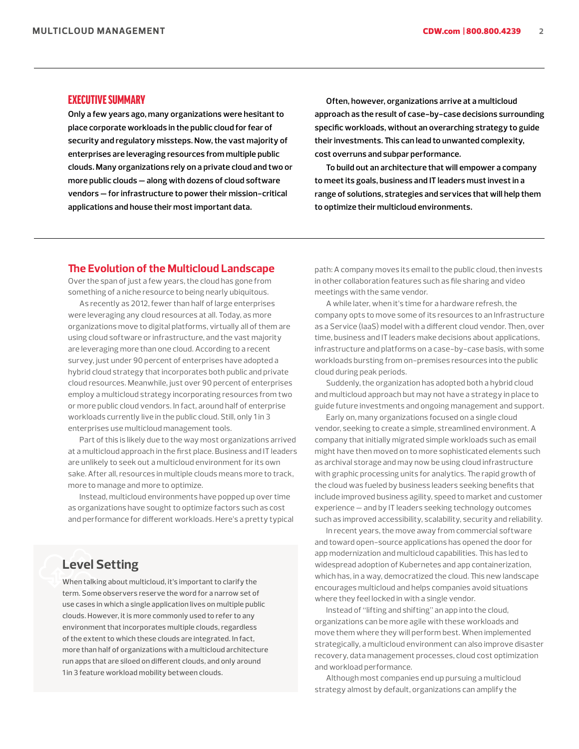## EXECUTIVE SUMMARY

**Only a few years ago, many organizations were hesitant to place corporate workloads in the public cloud for fear of security and regulatory missteps. Now, the vast majority of enterprises are leveraging resources from multiple public clouds. Many organizations rely on a private cloud and two or more public clouds — along with dozens of cloud software vendors — for infrastructure to power their mission-critical applications and house their most important data.**

**Often, however, organizations arrive at a multicloud approach as the result of case-by-case decisions surrounding specific workloads, without an overarching strategy to guide their investments. This can lead to unwanted complexity, cost overruns and subpar performance.**

**To build out an architecture that will empower a company to meet its goals, business and IT leaders must invest in a range of solutions, strategies and services that will help them to optimize their multicloud environments.**

## The Evolution of the Multicloud Landscape

Over the span of just a few years, the cloud has gone from something of a niche resource to being nearly ubiquitous.

As recently as 2012, fewer than half of large enterprises were leveraging any cloud resources at all. Today, as more organizations move to digital platforms, virtually all of them are using cloud software or infrastructure, and the vast majority are leveraging more than one cloud. According to a recent survey, just under 90 percent of enterprises have adopted a hybrid cloud strategy that incorporates both public and private cloud resources. Meanwhile, just over 90 percent of enterprises employ a multicloud strategy incorporating resources from two or more public cloud vendors. In fact, around half of enterprise workloads currently live in the public cloud. Still, only 1 in 3 enterprises use multicloud management tools.

Part of this is likely due to the way most organizations arrived at a multicloud approach in the first place. Business and IT leaders are unlikely to seek out a multicloud environment for its own sake. After all, resources in multiple clouds means more to track, more to manage and more to optimize.

Instead, multicloud environments have popped up over time as organizations have sought to optimize factors such as cost and performance for different workloads. Here's a pretty typical path: A company moves its email to the public cloud, then invests in other collaboration features such as file sharing and video meetings with the same vendor.

A while later, when it's time for a hardware refresh, the company opts to move some of its resources to an Infrastructure as a Service (IaaS) model with a different cloud vendor. Then, over time, business and IT leaders make decisions about applications, infrastructure and platforms on a case-by-case basis, with some workloads bursting from on-premises resources into the public cloud during peak periods.

Suddenly, the organization has adopted both a hybrid cloud and multicloud approach but may not have a strategy in place to guide future investments and ongoing management and support.

Early on, many organizations focused on a single cloud vendor, seeking to create a simple, streamlined environment. A company that initially migrated simple workloads such as email might have then moved on to more sophisticated elements such as archival storage and may now be using cloud infrastructure with graphic processing units for analytics. The rapid growth of the cloud was fueled by business leaders seeking benefits that include improved business agility, speed to market and customer experience — and by IT leaders seeking technology outcomes such as improved accessibility, scalability, security and reliability.

In recent years, the move away from commercial software and toward open-source applications has opened the door for app modernization and multicloud capabilities. This has led to widespread adoption of Kubernetes and app containerization, which has, in a way, democratized the cloud. This new landscape encourages multicloud and helps companies avoid situations where they feel locked in with a single vendor.

Instead of "lifting and shifting" an app into the cloud, organizations can be more agile with these workloads and move them where they will perform best. When implemented strategically, a multicloud environment can also improve disaster recovery, data management processes, cloud cost optimization and workload performance.

Although most companies end up pursuing a multicloud strategy almost by default, organizations can amplify the

### Level Setting

When talking about multicloud, it's important to clarify the term. Some observers reserve the word for a narrow set of use cases in which a single application lives on multiple public clouds. However, it is more commonly used to refer to any environment that incorporates multiple clouds, regardless of the extent to which these clouds are integrated. In fact, more than half of organizations with a multicloud architecture run apps that are siloed on different clouds, and only around 1 in 3 feature workload mobility between clouds.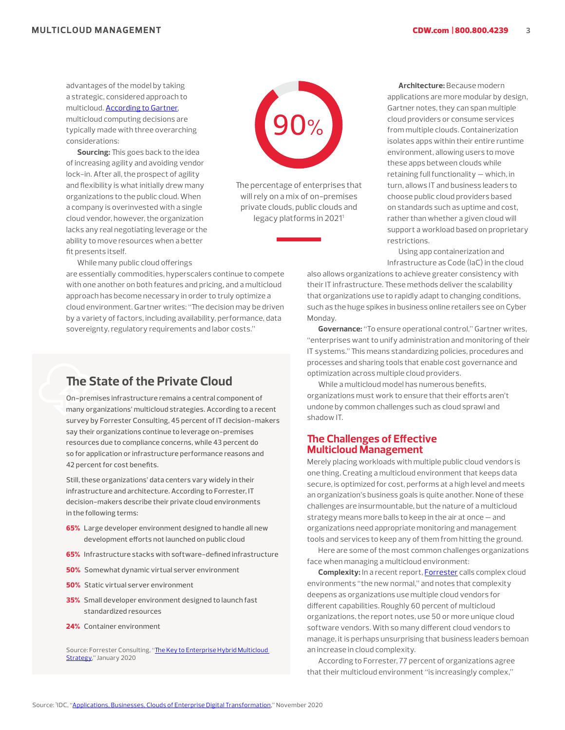advantages of the model by taking a strategic, considered approach to multicloud. According to Gartner, multicloud computing decisions are typically made with three overarching considerations:

**Sourcing:** This goes back to the idea of increasing agility and avoiding vendor lock-in. After all, the prospect of agility and flexibility is what initially drew many organizations to the public cloud. When a company is overinvested with a single cloud vendor, however, the organization lacks any real negotiating leverage or the ability to move resources when a better fit presents itself.

While many public cloud offerings are essentially commodities, hyperscalers continue to compete with one another on both features and pricing, and a multicloud approach has become necessary in order to truly optimize a cloud environment. Gartner writes: "The decision may be driven by a variety of factors, including availability, performance, data sovereignty, regulatory requirements and labor costs."

**90%**

The percentage of enterprises that will rely on a mix of on-premises private clouds, public clouds and legacy platforms in 2021[1]

**Architecture:** Because modern applications are more modular by design, Gartner notes, they can span multiple cloud providers or consume services from multiple clouds. Containerization isolates apps within their entire runtime environment, allowing users to move these apps between clouds while retaining full functionality — which, in turn, allows IT and business leaders to choose public cloud providers based on standards such as uptime and cost, rather than whether a given cloud will support a workload based on proprietary restrictions.

Using app containerization and Infrastructure as Code (IaC) in the cloud also allows organizations to achieve greater consistency with their IT infrastructure. These methods deliver the scalability that organizations use to rapidly adapt to changing conditions, such as the huge spikes in business online retailers see on Cyber Monday.

**Governance:** "To ensure operational control," Gartner writes, "enterprises want to unify administration and monitoring of their IT systems." This means standardizing policies, procedures and processes and sharing tools that enable cost governance and optimization across multiple cloud providers.

While a multicloud model has numerous benefits, organizations must work to ensure that their efforts aren't undone by common challenges such as cloud sprawl and shadow IT.

## The State of the Private Cloud

On-premises infrastructure remains a central component of many organizations' multicloud strategies. According to a recent survey by Forrester Consulting, 45 percent of IT decision-makers say their organizations continue to leverage on-premises resources due to compliance concerns, while 43 percent do so for application or infrastructure performance reasons and 42 percent for cost benefits.

Still, these organizations' data centers vary widely in their infrastructure and architecture. According to Forrester, IT decision-makers describe their private cloud environments in the following terms:

- **65%** Large developer environment designed to handle all new development efforts not launched on public cloud
- **65%** Infrastructure stacks with software-defined infrastructure
- **50%** Somewhat dynamic virtual server environment
- **50%** Static virtual server environment
- **35%** Small developer environment designed to launch fast standardized resources
- **24%** Container environment

Source: Forrester Consulting, "The Key to Enterprise Hybrid Multicloud Strategy," January 2020

## The Challenges of Effective Multicloud Management

Merely placing workloads with multiple public cloud vendors is one thing. Creating a multicloud environment that keeps data secure, is optimized for cost, performs at a high level and meets an organization's business goals is quite another. None of these challenges are insurmountable, but the nature of a multicloud strategy means more balls to keep in the air at once — and organizations need appropriate monitoring and management tools and services to keep any of them from hitting the ground.

Here are some of the most common challenges organizations face when managing a multicloud environment:

**Complexity:** In a recent report, Forrester calls complex cloud environments "the new normal," and notes that complexity deepens as organizations use multiple cloud vendors for different capabilities. Roughly 60 percent of multicloud organizations, the report notes, use 50 or more unique cloud software vendors. With so many different cloud vendors to manage, it is perhaps unsurprising that business leaders bemoan an increase in cloud complexity.

According to Forrester, 77 percent of organizations agree that their multicloud environment "is increasingly complex,"

Source: [1]IDC, "Applications, Businesses, Clouds of Enterprise Digital Transformation," November 2020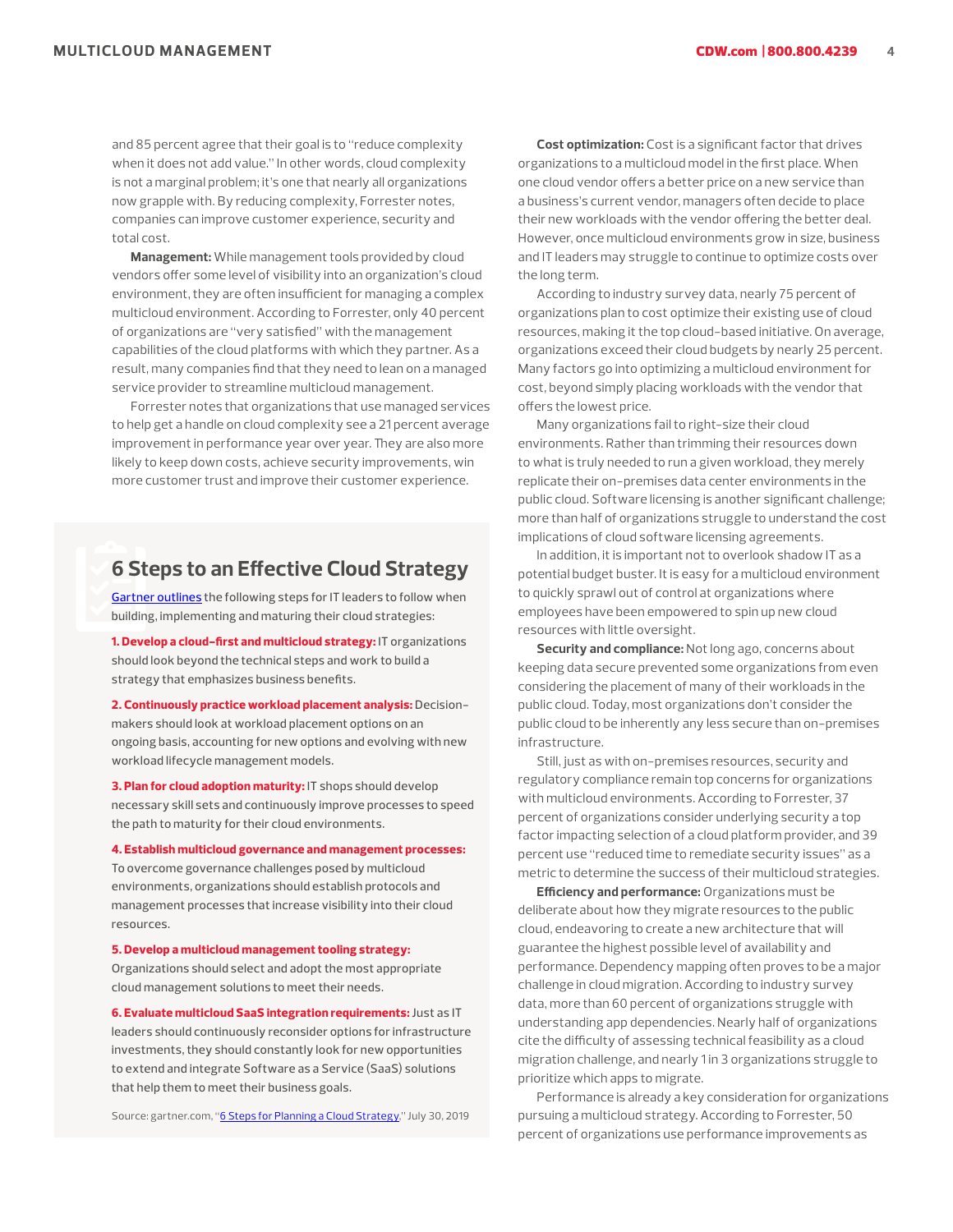and 85 percent agree that their goal is to "reduce complexity when it does not add value." In other words, cloud complexity is not a marginal problem; it's one that nearly all organizations now grapple with. By reducing complexity, Forrester notes, companies can improve customer experience, security and total cost.

**Management:** While management tools provided by cloud vendors offer some level of visibility into an organization's cloud environment, they are often insufficient for managing a complex multicloud environment. According to Forrester, only 40 percent of organizations are "very satisfied" with the management capabilities of the cloud platforms with which they partner. As a result, many companies find that they need to lean on a managed service provider to streamline multicloud management.

Forrester notes that organizations that use managed services to help get a handle on cloud complexity see a 21 percent average improvement in performance year over year. They are also more likely to keep down costs, achieve security improvements, win more customer trust and improve their customer experience.

## 6 Steps to an Effective Cloud Strategy

Gartner outlines the following steps for IT leaders to follow when building, implementing and maturing their cloud strategies:

**1. Develop a cloud-first and multicloud strategy:** IT organizations should look beyond the technical steps and work to build a strategy that emphasizes business benefits.

**2. Continuously practice workload placement analysis:** Decision-makers should look at workload placement options on an ongoing basis, accounting for new options and evolving with new workload lifecycle management models.

**3. Plan for cloud adoption maturity:** IT shops should develop necessary skill sets and continuously improve processes to speed the path to maturity for their cloud environments.

**4. Establish multicloud governance and management processes:** To overcome governance challenges posed by multicloud environments, organizations should establish protocols and management processes that increase visibility into their cloud resources.

**5. Develop a multicloud management tooling strategy:** Organizations should select and adopt the most appropriate cloud management solutions to meet their needs.

**6. Evaluate multicloud SaaS integration requirements:** Just as IT leaders should continuously reconsider options for infrastructure investments, they should constantly look for new opportunities to extend and integrate Software as a Service (SaaS) solutions that help them to meet their business goals.

Source: gartner.com, "6 Steps for Planning a Cloud Strategy," July 30, 2019

**Cost optimization:** Cost is a significant factor that drives organizations to a multicloud model in the first place. When one cloud vendor offers a better price on a new service than a business's current vendor, managers often decide to place their new workloads with the vendor offering the better deal. However, once multicloud environments grow in size, business and IT leaders may struggle to continue to optimize costs over the long term.

According to industry survey data, nearly 75 percent of organizations plan to cost optimize their existing use of cloud resources, making it the top cloud-based initiative. On average, organizations exceed their cloud budgets by nearly 25 percent. Many factors go into optimizing a multicloud environment for cost, beyond simply placing workloads with the vendor that offers the lowest price.

Many organizations fail to right-size their cloud environments. Rather than trimming their resources down to what is truly needed to run a given workload, they merely replicate their on-premises data center environments in the public cloud. Software licensing is another significant challenge; more than half of organizations struggle to understand the cost implications of cloud software licensing agreements.

In addition, it is important not to overlook shadow IT as a potential budget buster. It is easy for a multicloud environment to quickly sprawl out of control at organizations where employees have been empowered to spin up new cloud resources with little oversight.

**Security and compliance:** Not long ago, concerns about keeping data secure prevented some organizations from even considering the placement of many of their workloads in the public cloud. Today, most organizations don't consider the public cloud to be inherently any less secure than on-premises infrastructure.

Still, just as with on-premises resources, security and regulatory compliance remain top concerns for organizations with multicloud environments. According to Forrester, 37 percent of organizations consider underlying security a top factor impacting selection of a cloud platform provider, and 39 percent use "reduced time to remediate security issues" as a metric to determine the success of their multicloud strategies.

**Efficiency and performance:** Organizations must be deliberate about how they migrate resources to the public cloud, endeavoring to create a new architecture that will guarantee the highest possible level of availability and performance. Dependency mapping often proves to be a major challenge in cloud migration. According to industry survey data, more than 60 percent of organizations struggle with understanding app dependencies. Nearly half of organizations cite the difficulty of assessing technical feasibility as a cloud migration challenge, and nearly 1 in 3 organizations struggle to prioritize which apps to migrate.

Performance is already a key consideration for organizations pursuing a multicloud strategy. According to Forrester, 50 percent of organizations use performance improvements as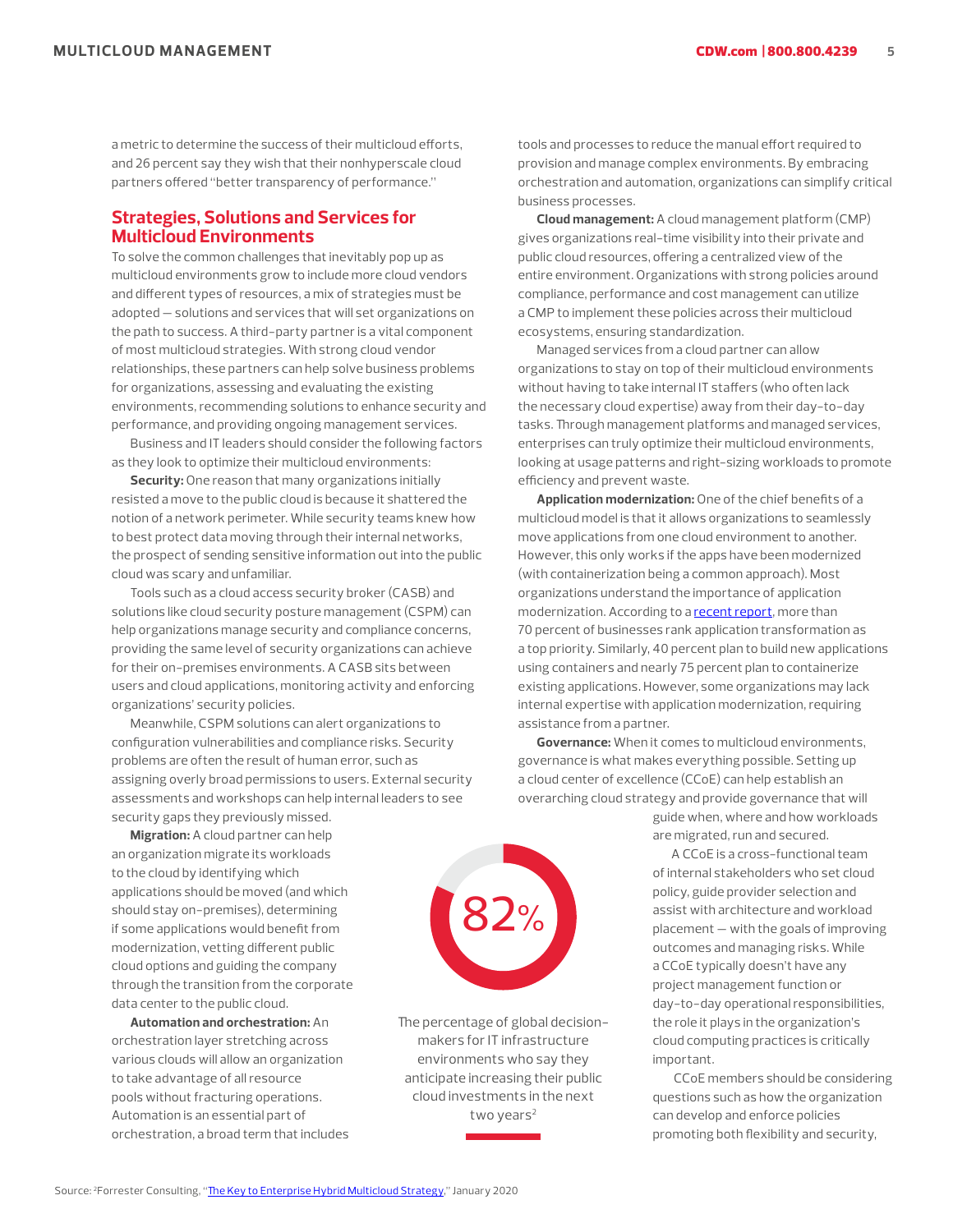a metric to determine the success of their multicloud efforts, and 26 percent say they wish that their nonhyperscale cloud partners offered "better transparency of performance."

## Strategies, Solutions and Services for Multicloud Environments

To solve the common challenges that inevitably pop up as multicloud environments grow to include more cloud vendors and different types of resources, a mix of strategies must be adopted — solutions and services that will set organizations on the path to success. A third-party partner is a vital component of most multicloud strategies. With strong cloud vendor relationships, these partners can help solve business problems for organizations, assessing and evaluating the existing environments, recommending solutions to enhance security and performance, and providing ongoing management services.

Business and IT leaders should consider the following factors as they look to optimize their multicloud environments:

**Security:** One reason that many organizations initially resisted a move to the public cloud is because it shattered the notion of a network perimeter. While security teams knew how to best protect data moving through their internal networks, the prospect of sending sensitive information out into the public cloud was scary and unfamiliar.

Tools such as a cloud access security broker (CASB) and solutions like cloud security posture management (CSPM) can help organizations manage security and compliance concerns, providing the same level of security organizations can achieve for their on-premises environments. A CASB sits between users and cloud applications, monitoring activity and enforcing organizations' security policies.

Meanwhile, CSPM solutions can alert organizations to configuration vulnerabilities and compliance risks. Security problems are often the result of human error, such as assigning overly broad permissions to users. External security assessments and workshops can help internal leaders to see security gaps they previously missed.

**Migration:** A cloud partner can help an organization migrate its workloads to the cloud by identifying which applications should be moved (and which should stay on-premises), determining if some applications would benefit from modernization, vetting different public cloud options and guiding the company through the transition from the corporate data center to the public cloud.

**Automation and orchestration:** An orchestration layer stretching across various clouds will allow an organization to take advantage of all resource pools without fracturing operations. Automation is an essential part of orchestration, a broad term that includes tools and processes to reduce the manual effort required to provision and manage complex environments. By embracing orchestration and automation, organizations can simplify critical business processes.

**Cloud management:** A cloud management platform (CMP) gives organizations real-time visibility into their private and public cloud resources, offering a centralized view of the entire environment. Organizations with strong policies around compliance, performance and cost management can utilize a CMP to implement these policies across their multicloud ecosystems, ensuring standardization.

Managed services from a cloud partner can allow organizations to stay on top of their multicloud environments without having to take internal IT staffers (who often lack the necessary cloud expertise) away from their day-to-day tasks. Through management platforms and managed services, enterprises can truly optimize their multicloud environments, looking at usage patterns and right-sizing workloads to promote efficiency and prevent waste.

**Application modernization:** One of the chief benefits of a multicloud model is that it allows organizations to seamlessly move applications from one cloud environment to another. However, this only works if the apps have been modernized (with containerization being a common approach). Most organizations understand the importance of application modernization. According to a recent report, more than 70 percent of businesses rank application transformation as a top priority. Similarly, 40 percent plan to build new applications using containers and nearly 75 percent plan to containerize existing applications. However, some organizations may lack internal expertise with application modernization, requiring assistance from a partner.

**Governance:** When it comes to multicloud environments, governance is what makes everything possible. Setting up a cloud center of excellence (CCoE) can help establish an overarching cloud strategy and provide governance that will guide when, where and how workloads are migrated, run and secured.

A CCoE is a cross-functional team of internal stakeholders who set cloud policy, guide provider selection and assist with architecture and workload placement — with the goals of improving outcomes and managing risks. While a CCoE typically doesn't have any project management function or day-to-day operational responsibilities, the role it plays in the organization's cloud computing practices is critically important.

CCoE members should be considering questions such as how the organization can develop and enforce policies promoting both flexibility and security,

**82%**

The percentage of global decision-makers for IT infrastructure environments who say they anticipate increasing their public cloud investments in the next two years[2]

Source: [2]Forrester Consulting, "The Key to Enterprise Hybrid Multicloud Strategy," January 2020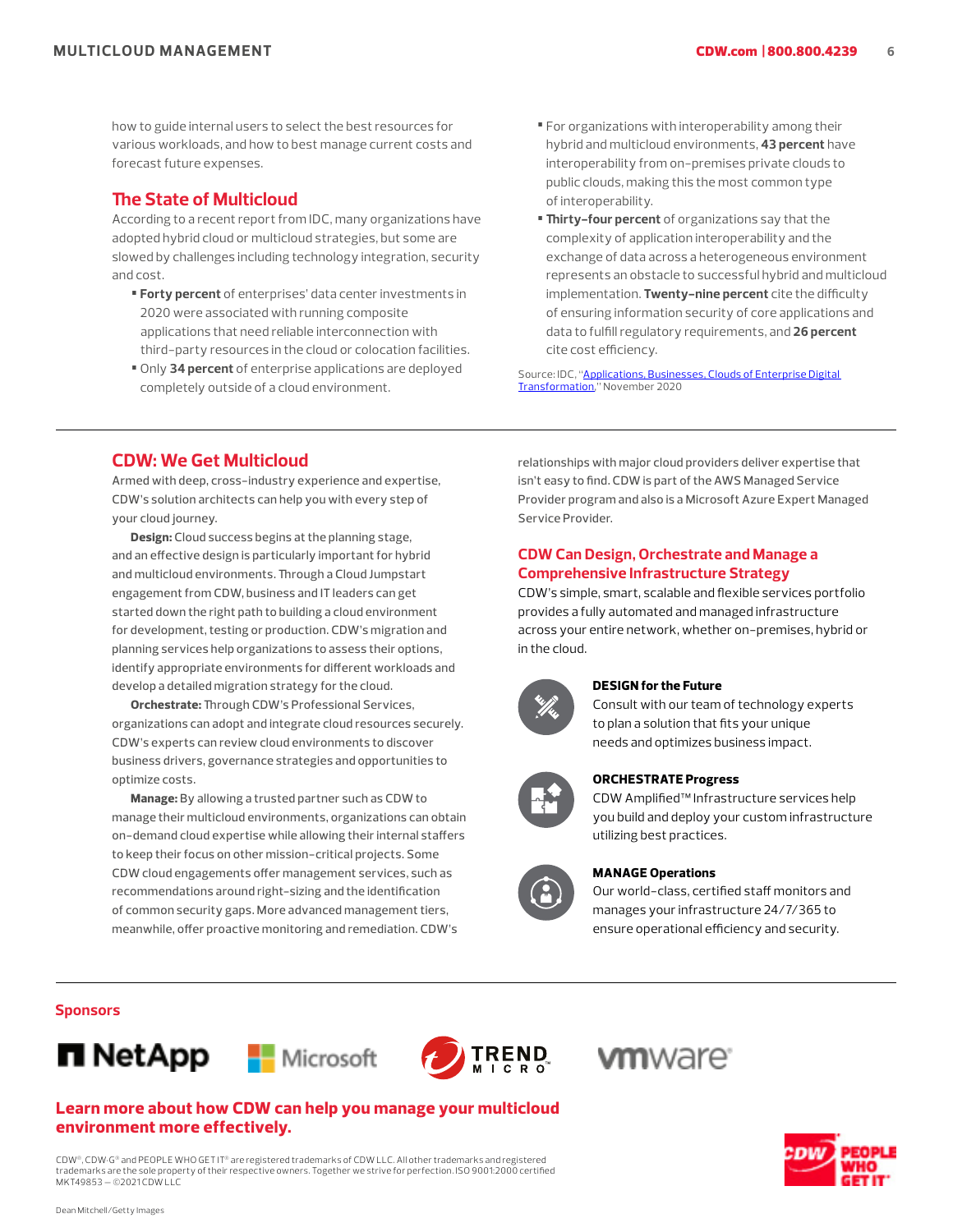how to guide internal users to select the best resources for various workloads, and how to best manage current costs and forecast future expenses.

## The State of Multicloud

According to a recent report from IDC, many organizations have adopted hybrid cloud or multicloud strategies, but some are slowed by challenges including technology integration, security and cost.

- **Forty percent** of enterprises' data center investments in 2020 were associated with running composite applications that need reliable interconnection with third-party resources in the cloud or colocation facilities.
- Only **34 percent** of enterprise applications are deployed completely outside of a cloud environment.
- For organizations with interoperability among their hybrid and multicloud environments, **43 percent** have interoperability from on-premises private clouds to public clouds, making this the most common type of interoperability.
- **Thirty-four percent** of organizations say that the complexity of application interoperability and the exchange of data across a heterogeneous environment represents an obstacle to successful hybrid and multicloud implementation. **Twenty-nine percent** cite the difficulty of ensuring information security of core applications and data to fulfill regulatory requirements, and **26 percent** cite cost efficiency.

Source: IDC, "Applications, Businesses, Clouds of Enterprise Digital Transformation," November 2020

## CDW: We Get Multicloud

Armed with deep, cross-industry experience and expertise, CDW's solution architects can help you with every step of your cloud journey.

**Design:** Cloud success begins at the planning stage, and an effective design is particularly important for hybrid and multicloud environments. Through a Cloud Jumpstart engagement from CDW, business and IT leaders can get started down the right path to building a cloud environment for development, testing or production. CDW's migration and planning services help organizations to assess their options, identify appropriate environments for different workloads and develop a detailed migration strategy for the cloud.

**Orchestrate:** Through CDW's Professional Services, organizations can adopt and integrate cloud resources securely. CDW's experts can review cloud environments to discover business drivers, governance strategies and opportunities to optimize costs.

**Manage:** By allowing a trusted partner such as CDW to manage their multicloud environments, organizations can obtain on-demand cloud expertise while allowing their internal staffers to keep their focus on other mission-critical projects. Some CDW cloud engagements offer management services, such as recommendations around right-sizing and the identification of common security gaps. More advanced management tiers, meanwhile, offer proactive monitoring and remediation. CDW's relationships with major cloud providers deliver expertise that isn't easy to find. CDW is part of the AWS Managed Service Provider program and also is a Microsoft Azure Expert Managed Service Provider.

## CDW Can Design, Orchestrate and Manage a Comprehensive Infrastructure Strategy

CDW's simple, smart, scalable and flexible services portfolio provides a fully automated and managed infrastructure across your entire network, whether on-premises, hybrid or in the cloud.

**DESIGN for the Future**
Consult with our team of technology experts to plan a solution that fits your unique needs and optimizes business impact.

**ORCHESTRATE Progress**
CDW Amplified™ Infrastructure services help you build and deploy your custom infrastructure utilizing best practices.

**MANAGE Operations**
Our world-class, certified staff monitors and manages your infrastructure 24/7/365 to ensure operational efficiency and security.

## Sponsors

NetApp | Microsoft | Trend Micro | vmware

**Learn more about how CDW can help you manage your multicloud environment more effectively.**

CDW®, CDW·G® and PEOPLE WHO GET IT® are registered trademarks of CDW LLC. All other trademarks and registered trademarks are the sole property of their respective owners. Together we strive for perfection. ISO 9001:2000 certified
MKT49853 — ©2021 CDW LLC

Dean Mitchell/Getty Images